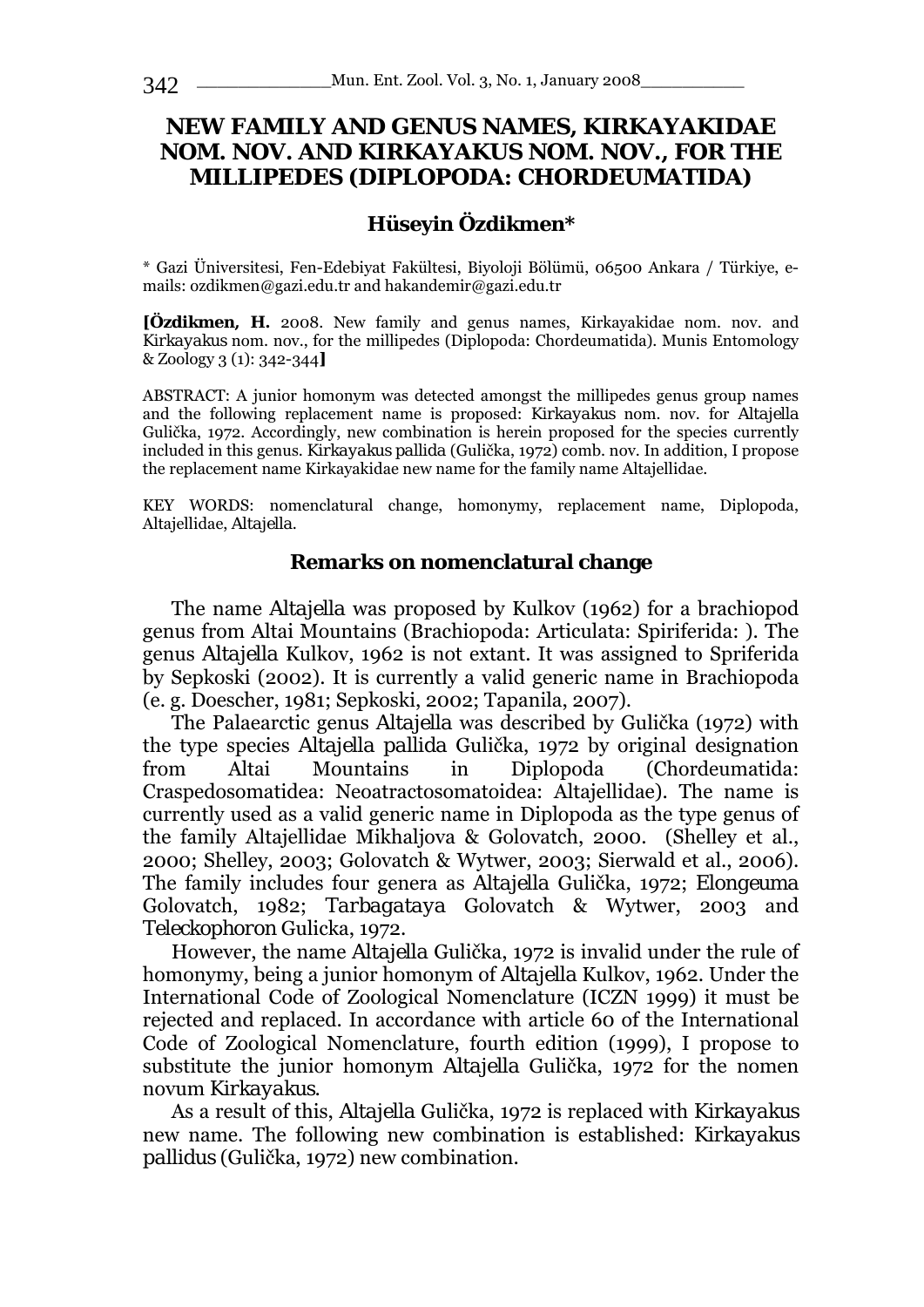# NEW FAMILY AND GENUS NAMES, KIRKAYAKIDAE NOM. NOV. AND KIRKAYAKUS NOM. NOV., FOR THE MILLIPEDES (DIPLOPODA: CHORDEUMATIDA)

**Hüseyin Özdikmen***

* Gazi Üniversitesi, Fen-Edebiyat Fakültesi, Biyoloji Bölümü, 06500 Ankara / Türkiye, e-mails: ozdikmen@gazi.edu.tr and hakandemir@gazi.edu.tr

**[Özdikmen, H.** 2008. New family and genus names, Kirkayakidae nom. nov. and *Kirkayakus* nom. nov., for the millipedes (Diplopoda: Chordeumatida). Munis Entomology & Zoology 3 (1): 342-344**]**

ABSTRACT: A junior homonym was detected amongst the millipedes genus group names and the following replacement name is proposed: *Kirkayakus* nom. nov. for *Altajella* Gulička, 1972. Accordingly, new combination is herein proposed for the species currently included in this genus. *Kirkayakus pallida* (Gulička, 1972) comb. nov. In addition, I propose the replacement name Kirkayakidae new name for the family name Altajellidae.

KEY WORDS: nomenclatural change, homonymy, replacement name, Diplopoda, Altajellidae, *Altajella*.

## Remarks on nomenclatural change

The name *Altajella* was proposed by Kulkov (1962) for a brachiopod genus from Altai Mountains (Brachiopoda: Articulata: Spiriferida: ). The genus *Altajella* Kulkov, 1962 is not extant. It was assigned to Spriferida by Sepkoski (2002). It is currently a valid generic name in Brachiopoda (e. g. Doescher, 1981; Sepkoski, 2002; Tapanila, 2007).

The Palaearctic genus *Altajella* was described by Gulička (1972) with the type species *Altajella pallida* Gulička, 1972 by original designation from Altai Mountains in Diplopoda (Chordeumatida: Craspedosomatidea: Neoatractosomatoidea: Altajellidae). The name is currently used as a valid generic name in Diplopoda as the type genus of the family Altajellidae Mikhaljova & Golovatch, 2000. (Shelley et al., 2000; Shelley, 2003; Golovatch & Wytwer, 2003; Sierwald et al., 2006). The family includes four genera as *Altajella* Gulička, 1972; *Elongeuma* Golovatch, 1982; *Tarbagataya* Golovatch & Wytwer, 2003 and *Teleckophoron* Gulicka, 1972.

However, the name *Altajella* Gulička, 1972 is invalid under the rule of homonymy, being a junior homonym of *Altajella* Kulkov, 1962. Under the International Code of Zoological Nomenclature (ICZN 1999) it must be rejected and replaced. In accordance with article 60 of the International Code of Zoological Nomenclature, fourth edition (1999), I propose to substitute the junior homonym *Altajella* Gulička, 1972 for the nomen novum *Kirkayakus*.

As a result of this, *Altajella* Gulička, 1972 is replaced with *Kirkayakus* new name. The following new combination is established: *Kirkayakus pallidus* (Gulička, 1972) new combination.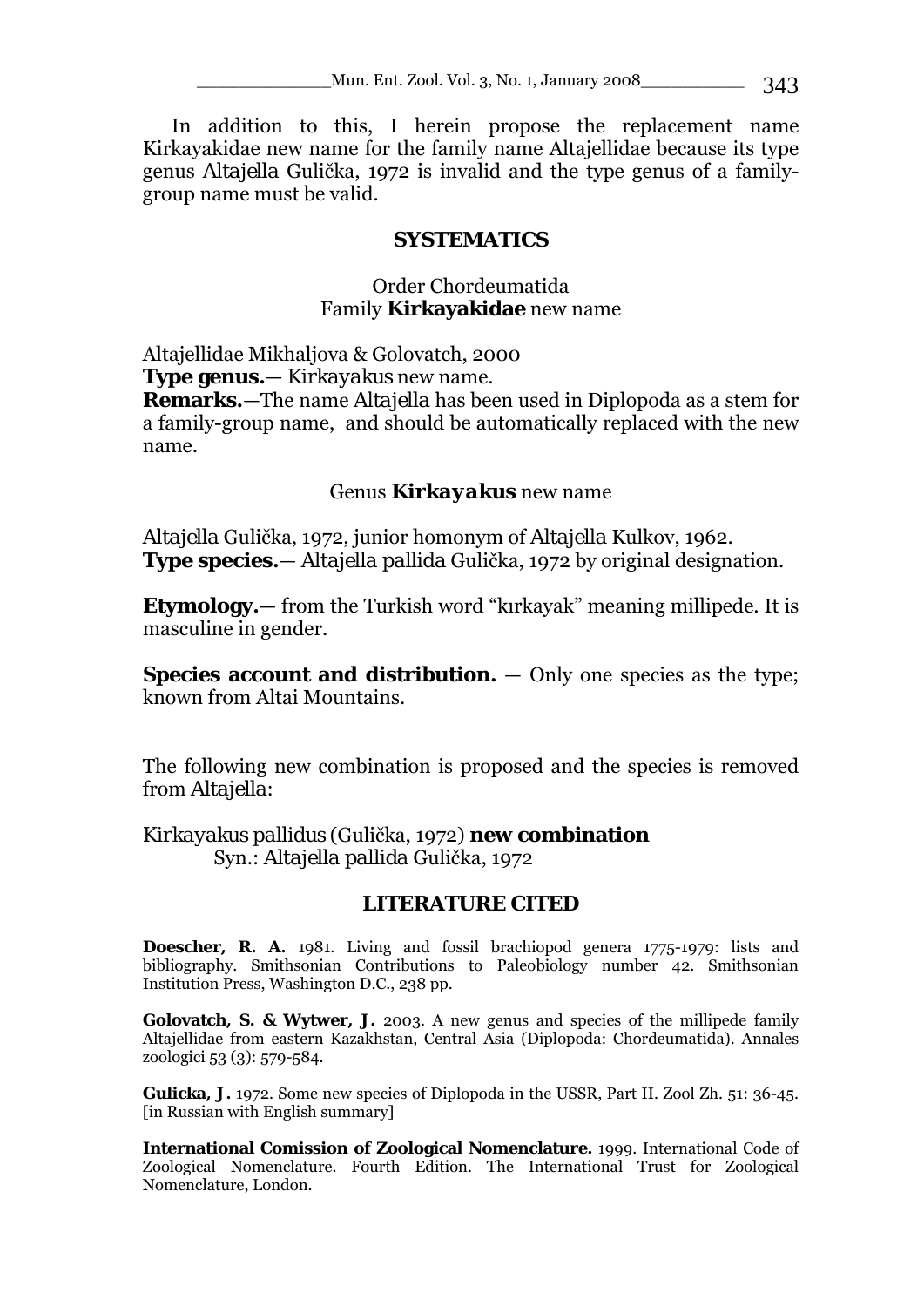In addition to this, I herein propose the replacement name Kirkayakidae new name for the family name Altajellidae because its type genus *Altajella* Gulička, 1972 is invalid and the type genus of a family-group name must be valid.

## SYSTEMATICS

### Order Chordeumatida
### Family **Kirkayakidae** new name

Altajellidae Mikhaljova & Golovatch, 2000

**Type genus.**— *Kirkayakus* new name.

**Remarks.**—The name *Altajella* has been used in Diplopoda as a stem for a family-group name, and should be automatically replaced with the new name.

### Genus ***Kirkayakus*** new name

*Altajella* Gulička, 1972, junior homonym of *Altajella* Kulkov, 1962.

**Type species.**— *Altajella pallida* Gulička, 1972 by original designation.

**Etymology.**— from the Turkish word "kırkayak" meaning millipede. It is masculine in gender.

**Species account and distribution.** — Only one species as the type; known from Altai Mountains.

The following new combination is proposed and the species is removed from *Altajella*:

*Kirkayakus pallidus* (Gulička, 1972) **new combination**
Syn.: *Altajella pallida* Gulička, 1972

## LITERATURE CITED

**Doescher, R. A.** 1981. Living and fossil brachiopod genera 1775-1979: lists and bibliography. Smithsonian Contributions to Paleobiology number 42. Smithsonian Institution Press, Washington D.C., 238 pp.

**Golovatch, S. & Wytwer, J.** 2003. A new genus and species of the millipede family Altajellidae from eastern Kazakhstan, Central Asia (Diplopoda: Chordeumatida). Annales zoologici 53 (3): 579-584.

**Gulicka, J.** 1972. Some new species of Diplopoda in the USSR, Part II. Zool Zh. 51: 36-45. [in Russian with English summary]

**International Comission of Zoological Nomenclature.** 1999. International Code of Zoological Nomenclature. Fourth Edition. The International Trust for Zoological Nomenclature, London.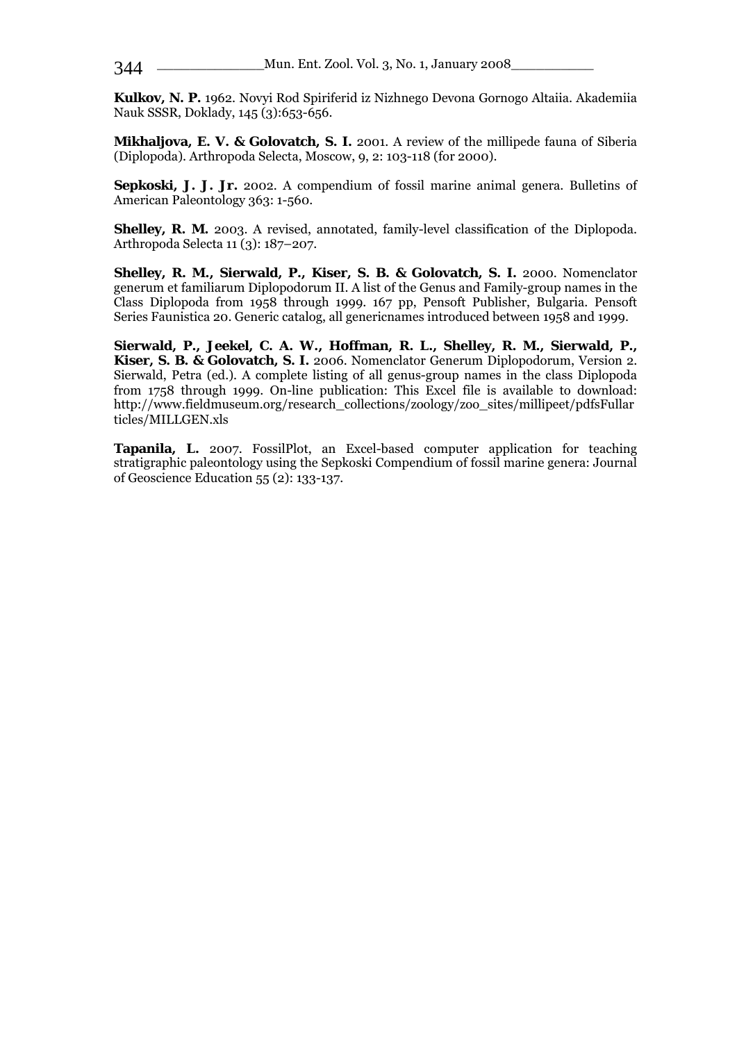**Kulkov, N. P.** 1962. Novyi Rod Spiriferid iz Nizhnego Devona Gornogo Altaiia. Akademiia Nauk SSSR, Doklady, 145 (3):653-656.

**Mikhaljova, E. V. & Golovatch, S. I.** 2001. A review of the millipede fauna of Siberia (Diplopoda). Arthropoda Selecta, Moscow, 9, 2: 103-118 (for 2000).

**Sepkoski, J. J. Jr.** 2002. A compendium of fossil marine animal genera. Bulletins of American Paleontology 363: 1-560.

**Shelley, R. M.** 2003. A revised, annotated, family-level classification of the Diplopoda. Arthropoda Selecta 11 (3): 187–207.

**Shelley, R. M., Sierwald, P., Kiser, S. B. & Golovatch, S. I.** 2000. Nomenclator generum et familiarum Diplopodorum II. A list of the Genus and Family-group names in the Class Diplopoda from 1958 through 1999. 167 pp, Pensoft Publisher, Bulgaria. Pensoft Series Faunistica 20. Generic catalog, all genericnames introduced between 1958 and 1999.

**Sierwald, P., Jeekel, C. A. W., Hoffman, R. L., Shelley, R. M., Sierwald, P., Kiser, S. B. & Golovatch, S. I.** 2006. Nomenclator Generum Diplopodorum, Version 2. Sierwald, Petra (ed.). A complete listing of all genus-group names in the class Diplopoda from 1758 through 1999. On-line publication: This Excel file is available to download: http://www.fieldmuseum.org/research_collections/zoology/zoo_sites/millipeet/pdfsFullarticles/MILLGEN.xls

**Tapanila, L.** 2007. FossilPlot, an Excel-based computer application for teaching stratigraphic paleontology using the Sepkoski Compendium of fossil marine genera: Journal of Geoscience Education 55 (2): 133-137.